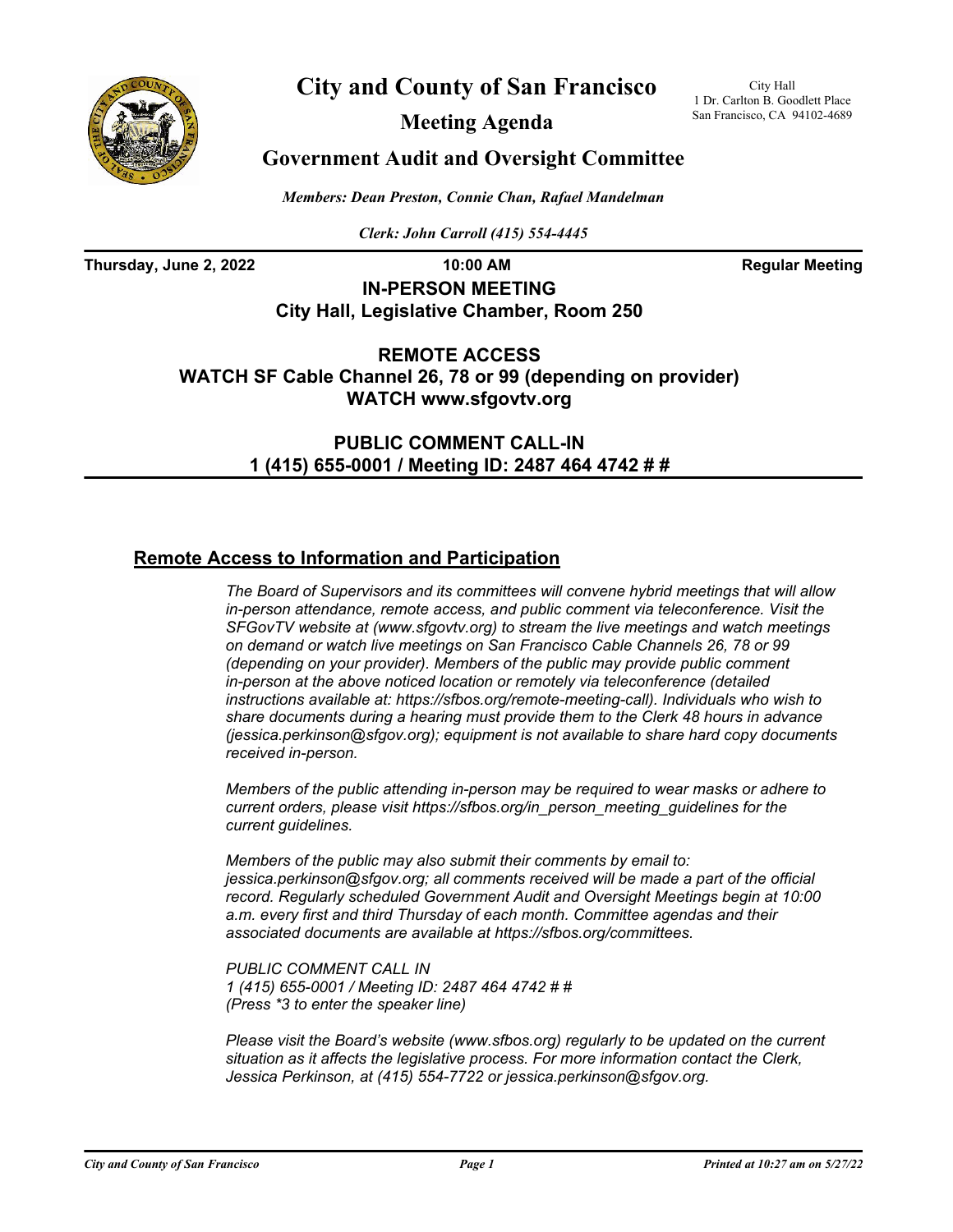# City and County of San Francisco

City Hall
1 Dr. Carlton B. Goodlett Place
San Francisco, CA 94102-4689

## Meeting Agenda

## Government Audit and Oversight Committee

*Members: Dean Preston, Connie Chan, Rafael Mandelman*

*Clerk: John Carroll (415) 554-4445*

**Thursday, June 2, 2022** **10:00 AM** **Regular Meeting**

**IN-PERSON MEETING**
**City Hall, Legislative Chamber, Room 250**

**REMOTE ACCESS**
**WATCH SF Cable Channel 26, 78 or 99 (depending on provider)**
**WATCH www.sfgovtv.org**

**PUBLIC COMMENT CALL-IN**
**1 (415) 655-0001 / Meeting ID: 2487 464 4742 # #**

## Remote Access to Information and Participation

*The Board of Supervisors and its committees will convene hybrid meetings that will allow in-person attendance, remote access, and public comment via teleconference. Visit the SFGovTV website at (www.sfgovtv.org) to stream the live meetings and watch meetings on demand or watch live meetings on San Francisco Cable Channels 26, 78 or 99 (depending on your provider). Members of the public may provide public comment in-person at the above noticed location or remotely via teleconference (detailed instructions available at: https://sfbos.org/remote-meeting-call). Individuals who wish to share documents during a hearing must provide them to the Clerk 48 hours in advance (jessica.perkinson@sfgov.org); equipment is not available to share hard copy documents received in-person.*

*Members of the public attending in-person may be required to wear masks or adhere to current orders, please visit https://sfbos.org/in_person_meeting_guidelines for the current guidelines.*

*Members of the public may also submit their comments by email to: jessica.perkinson@sfgov.org; all comments received will be made a part of the official record. Regularly scheduled Government Audit and Oversight Meetings begin at 10:00 a.m. every first and third Thursday of each month. Committee agendas and their associated documents are available at https://sfbos.org/committees.*

*PUBLIC COMMENT CALL IN*
*1 (415) 655-0001 / Meeting ID: 2487 464 4742 # #*
*(Press *3 to enter the speaker line)*

*Please visit the Board's website (www.sfbos.org) regularly to be updated on the current situation as it affects the legislative process. For more information contact the Clerk, Jessica Perkinson, at (415) 554-7722 or jessica.perkinson@sfgov.org.*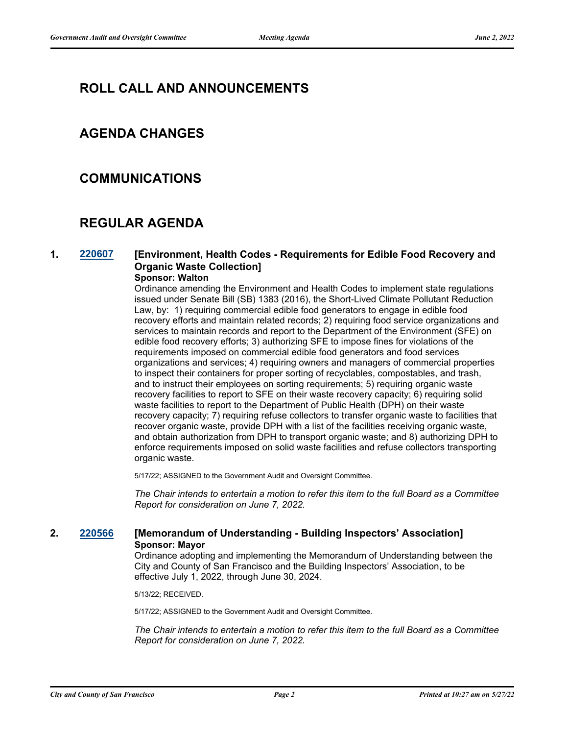## ROLL CALL AND ANNOUNCEMENTS

## AGENDA CHANGES

## COMMUNICATIONS

## REGULAR AGENDA

**1. 220607 [Environment, Health Codes - Requirements for Edible Food Recovery and Organic Waste Collection]**
**Sponsor: Walton**

Ordinance amending the Environment and Health Codes to implement state regulations issued under Senate Bill (SB) 1383 (2016), the Short-Lived Climate Pollutant Reduction Law, by: 1) requiring commercial edible food generators to engage in edible food recovery efforts and maintain related records; 2) requiring food service organizations and services to maintain records and report to the Department of the Environment (SFE) on edible food recovery efforts; 3) authorizing SFE to impose fines for violations of the requirements imposed on commercial edible food generators and food services organizations and services; 4) requiring owners and managers of commercial properties to inspect their containers for proper sorting of recyclables, compostables, and trash, and to instruct their employees on sorting requirements; 5) requiring organic waste recovery facilities to report to SFE on their waste recovery capacity; 6) requiring solid waste facilities to report to the Department of Public Health (DPH) on their waste recovery capacity; 7) requiring refuse collectors to transfer organic waste to facilities that recover organic waste, provide DPH with a list of the facilities receiving organic waste, and obtain authorization from DPH to transport organic waste; and 8) authorizing DPH to enforce requirements imposed on solid waste facilities and refuse collectors transporting organic waste.

5/17/22; ASSIGNED to the Government Audit and Oversight Committee.

*The Chair intends to entertain a motion to refer this item to the full Board as a Committee Report for consideration on June 7, 2022.*

**2. 220566 [Memorandum of Understanding - Building Inspectors' Association]**
**Sponsor: Mayor**

Ordinance adopting and implementing the Memorandum of Understanding between the City and County of San Francisco and the Building Inspectors' Association, to be effective July 1, 2022, through June 30, 2024.

5/13/22; RECEIVED.

5/17/22; ASSIGNED to the Government Audit and Oversight Committee.

*The Chair intends to entertain a motion to refer this item to the full Board as a Committee Report for consideration on June 7, 2022.*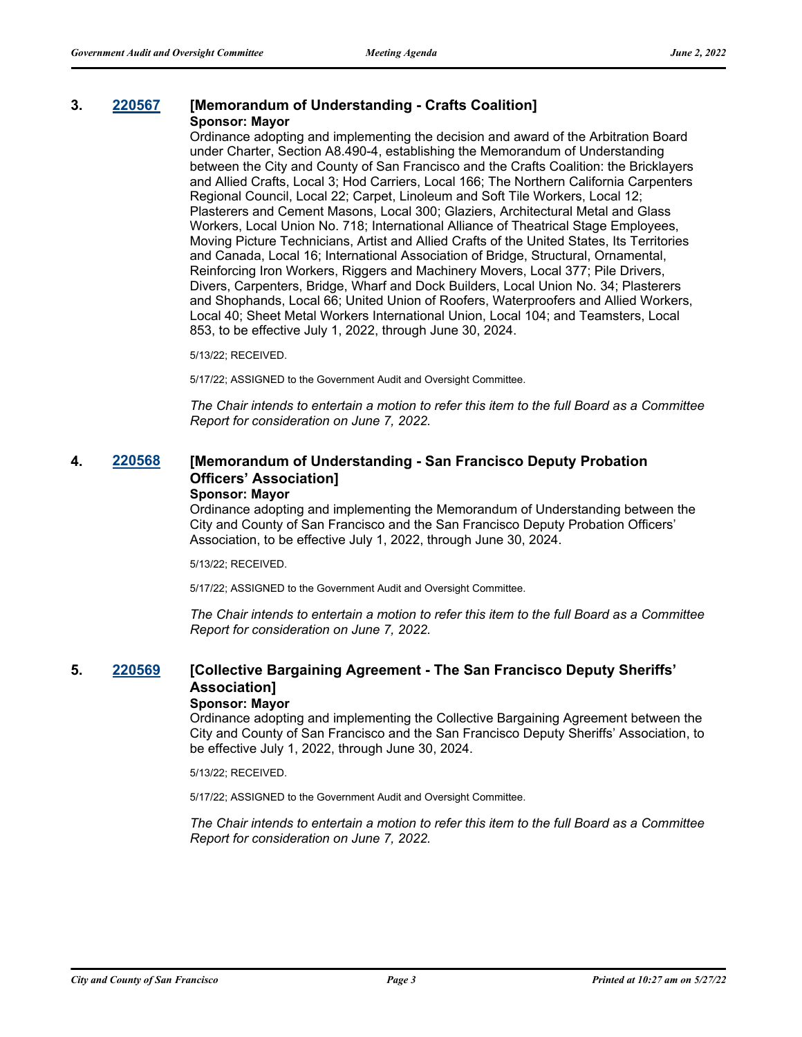**3. 220567 [Memorandum of Understanding - Crafts Coalition]**

**Sponsor: Mayor**

Ordinance adopting and implementing the decision and award of the Arbitration Board under Charter, Section A8.490-4, establishing the Memorandum of Understanding between the City and County of San Francisco and the Crafts Coalition: the Bricklayers and Allied Crafts, Local 3; Hod Carriers, Local 166; The Northern California Carpenters Regional Council, Local 22; Carpet, Linoleum and Soft Tile Workers, Local 12; Plasterers and Cement Masons, Local 300; Glaziers, Architectural Metal and Glass Workers, Local Union No. 718; International Alliance of Theatrical Stage Employees, Moving Picture Technicians, Artist and Allied Crafts of the United States, Its Territories and Canada, Local 16; International Association of Bridge, Structural, Ornamental, Reinforcing Iron Workers, Riggers and Machinery Movers, Local 377; Pile Drivers, Divers, Carpenters, Bridge, Wharf and Dock Builders, Local Union No. 34; Plasterers and Shophands, Local 66; United Union of Roofers, Waterproofers and Allied Workers, Local 40; Sheet Metal Workers International Union, Local 104; and Teamsters, Local 853, to be effective July 1, 2022, through June 30, 2024.

5/13/22; RECEIVED.

5/17/22; ASSIGNED to the Government Audit and Oversight Committee.

*The Chair intends to entertain a motion to refer this item to the full Board as a Committee Report for consideration on June 7, 2022.*

**4. 220568 [Memorandum of Understanding - San Francisco Deputy Probation Officers' Association]**

**Sponsor: Mayor**

Ordinance adopting and implementing the Memorandum of Understanding between the City and County of San Francisco and the San Francisco Deputy Probation Officers' Association, to be effective July 1, 2022, through June 30, 2024.

5/13/22; RECEIVED.

5/17/22; ASSIGNED to the Government Audit and Oversight Committee.

*The Chair intends to entertain a motion to refer this item to the full Board as a Committee Report for consideration on June 7, 2022.*

**5. 220569 [Collective Bargaining Agreement - The San Francisco Deputy Sheriffs' Association]**

**Sponsor: Mayor**

Ordinance adopting and implementing the Collective Bargaining Agreement between the City and County of San Francisco and the San Francisco Deputy Sheriffs' Association, to be effective July 1, 2022, through June 30, 2024.

5/13/22; RECEIVED.

5/17/22; ASSIGNED to the Government Audit and Oversight Committee.

*The Chair intends to entertain a motion to refer this item to the full Board as a Committee Report for consideration on June 7, 2022.*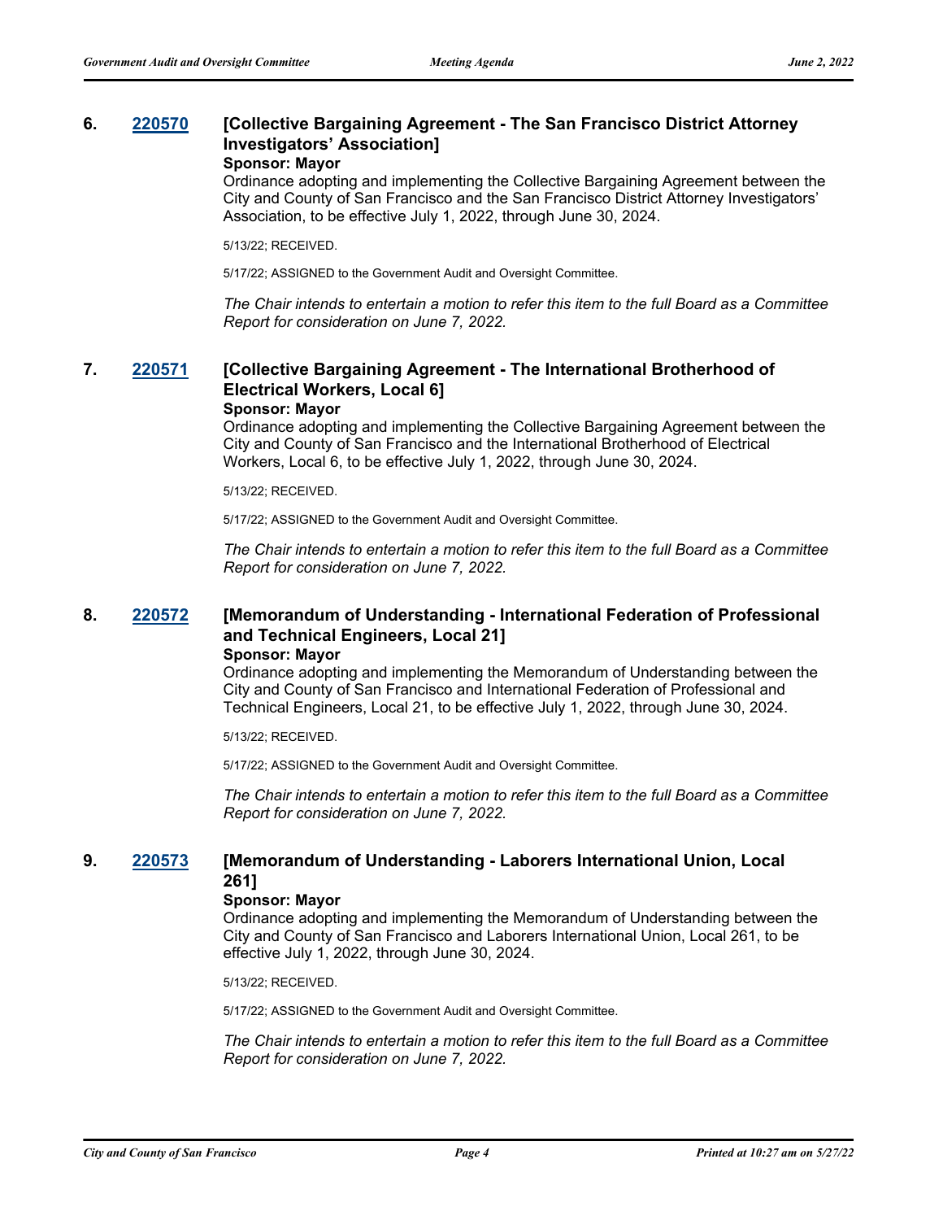### 6. [220570](220570) [Collective Bargaining Agreement - The San Francisco District Attorney Investigators' Association]

**Sponsor: Mayor**

Ordinance adopting and implementing the Collective Bargaining Agreement between the City and County of San Francisco and the San Francisco District Attorney Investigators' Association, to be effective July 1, 2022, through June 30, 2024.

5/13/22; RECEIVED.

5/17/22; ASSIGNED to the Government Audit and Oversight Committee.

*The Chair intends to entertain a motion to refer this item to the full Board as a Committee Report for consideration on June 7, 2022.*

### 7. [220571](220571) [Collective Bargaining Agreement - The International Brotherhood of Electrical Workers, Local 6]

**Sponsor: Mayor**

Ordinance adopting and implementing the Collective Bargaining Agreement between the City and County of San Francisco and the International Brotherhood of Electrical Workers, Local 6, to be effective July 1, 2022, through June 30, 2024.

5/13/22; RECEIVED.

5/17/22; ASSIGNED to the Government Audit and Oversight Committee.

*The Chair intends to entertain a motion to refer this item to the full Board as a Committee Report for consideration on June 7, 2022.*

### 8. [220572](220572) [Memorandum of Understanding - International Federation of Professional and Technical Engineers, Local 21]

**Sponsor: Mayor**

Ordinance adopting and implementing the Memorandum of Understanding between the City and County of San Francisco and International Federation of Professional and Technical Engineers, Local 21, to be effective July 1, 2022, through June 30, 2024.

5/13/22; RECEIVED.

5/17/22; ASSIGNED to the Government Audit and Oversight Committee.

*The Chair intends to entertain a motion to refer this item to the full Board as a Committee Report for consideration on June 7, 2022.*

### 9. [220573](220573) [Memorandum of Understanding - Laborers International Union, Local 261]

**Sponsor: Mayor**

Ordinance adopting and implementing the Memorandum of Understanding between the City and County of San Francisco and Laborers International Union, Local 261, to be effective July 1, 2022, through June 30, 2024.

5/13/22; RECEIVED.

5/17/22; ASSIGNED to the Government Audit and Oversight Committee.

*The Chair intends to entertain a motion to refer this item to the full Board as a Committee Report for consideration on June 7, 2022.*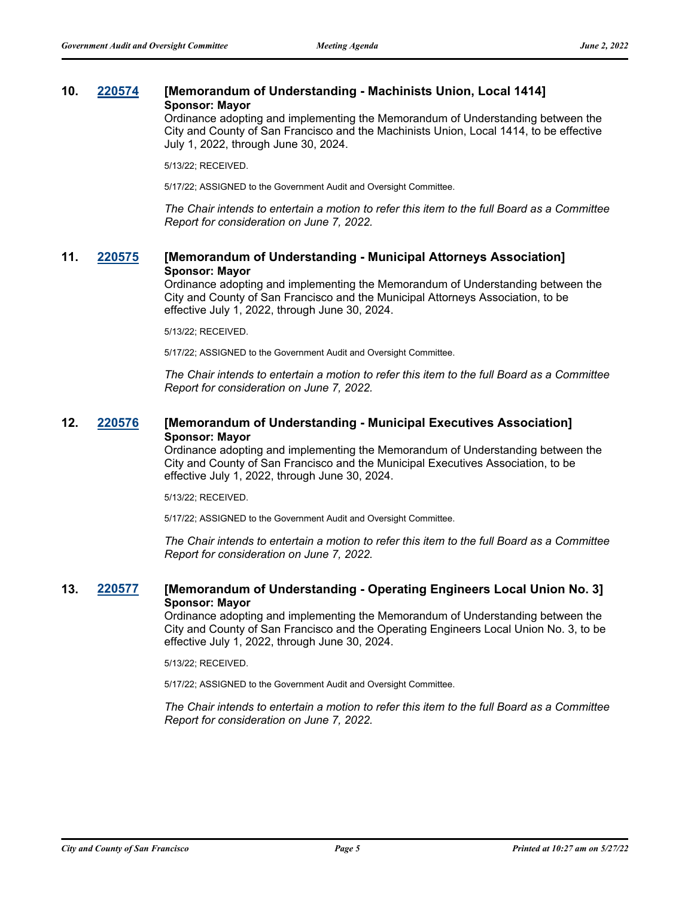**10. 220574 [Memorandum of Understanding - Machinists Union, Local 1414]**
**Sponsor: Mayor**

Ordinance adopting and implementing the Memorandum of Understanding between the City and County of San Francisco and the Machinists Union, Local 1414, to be effective July 1, 2022, through June 30, 2024.

5/13/22; RECEIVED.

5/17/22; ASSIGNED to the Government Audit and Oversight Committee.

*The Chair intends to entertain a motion to refer this item to the full Board as a Committee Report for consideration on June 7, 2022.*

**11. 220575 [Memorandum of Understanding - Municipal Attorneys Association]**
**Sponsor: Mayor**

Ordinance adopting and implementing the Memorandum of Understanding between the City and County of San Francisco and the Municipal Attorneys Association, to be effective July 1, 2022, through June 30, 2024.

5/13/22; RECEIVED.

5/17/22; ASSIGNED to the Government Audit and Oversight Committee.

*The Chair intends to entertain a motion to refer this item to the full Board as a Committee Report for consideration on June 7, 2022.*

**12. 220576 [Memorandum of Understanding - Municipal Executives Association]**
**Sponsor: Mayor**

Ordinance adopting and implementing the Memorandum of Understanding between the City and County of San Francisco and the Municipal Executives Association, to be effective July 1, 2022, through June 30, 2024.

5/13/22; RECEIVED.

5/17/22; ASSIGNED to the Government Audit and Oversight Committee.

*The Chair intends to entertain a motion to refer this item to the full Board as a Committee Report for consideration on June 7, 2022.*

**13. 220577 [Memorandum of Understanding - Operating Engineers Local Union No. 3]**
**Sponsor: Mayor**

Ordinance adopting and implementing the Memorandum of Understanding between the City and County of San Francisco and the Operating Engineers Local Union No. 3, to be effective July 1, 2022, through June 30, 2024.

5/13/22; RECEIVED.

5/17/22; ASSIGNED to the Government Audit and Oversight Committee.

*The Chair intends to entertain a motion to refer this item to the full Board as a Committee Report for consideration on June 7, 2022.*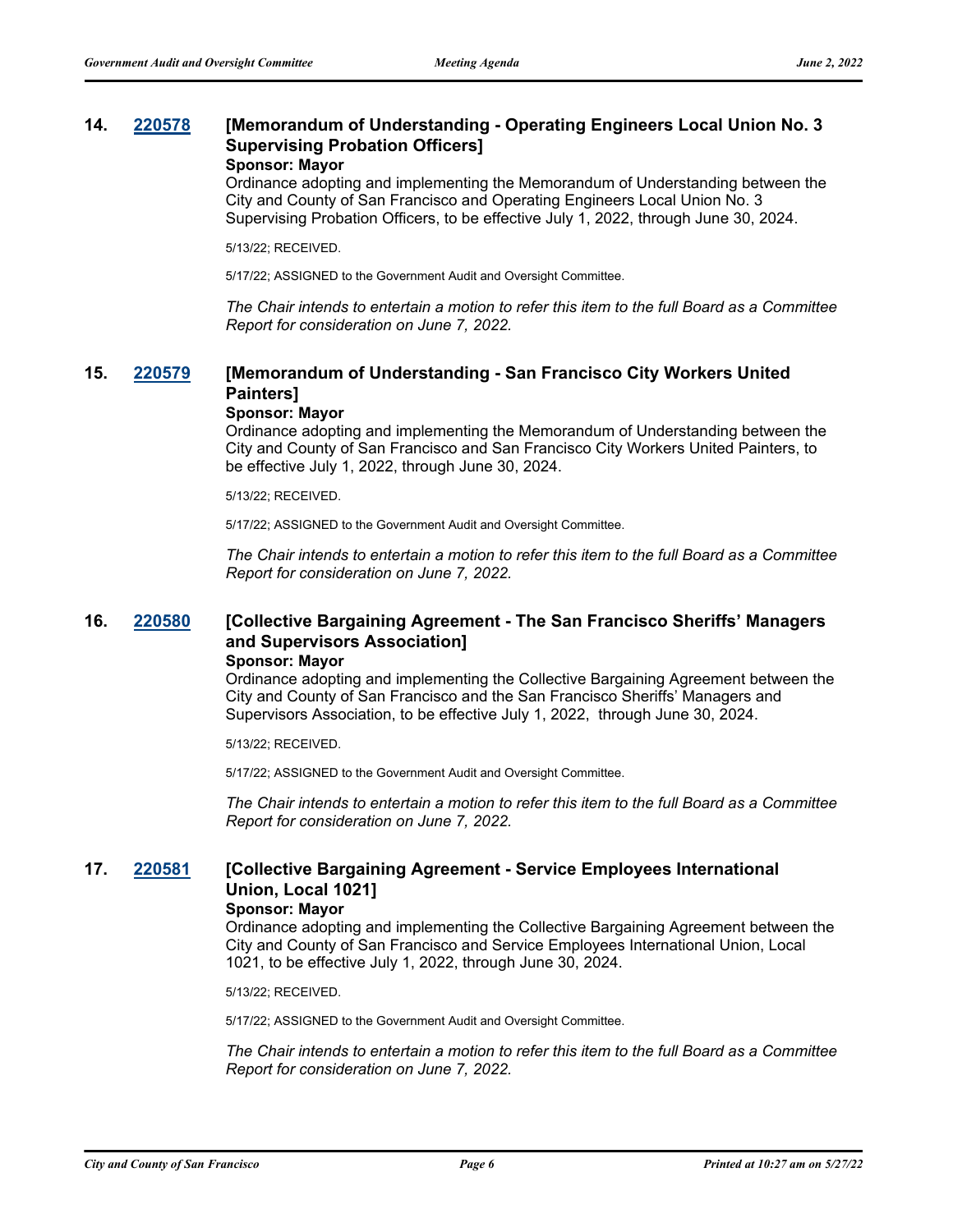**14. 220578 [Memorandum of Understanding - Operating Engineers Local Union No. 3 Supervising Probation Officers]**

**Sponsor: Mayor**

Ordinance adopting and implementing the Memorandum of Understanding between the City and County of San Francisco and Operating Engineers Local Union No. 3 Supervising Probation Officers, to be effective July 1, 2022, through June 30, 2024.

5/13/22; RECEIVED.

5/17/22; ASSIGNED to the Government Audit and Oversight Committee.

*The Chair intends to entertain a motion to refer this item to the full Board as a Committee Report for consideration on June 7, 2022.*

**15. 220579 [Memorandum of Understanding - San Francisco City Workers United Painters]**

**Sponsor: Mayor**

Ordinance adopting and implementing the Memorandum of Understanding between the City and County of San Francisco and San Francisco City Workers United Painters, to be effective July 1, 2022, through June 30, 2024.

5/13/22; RECEIVED.

5/17/22; ASSIGNED to the Government Audit and Oversight Committee.

*The Chair intends to entertain a motion to refer this item to the full Board as a Committee Report for consideration on June 7, 2022.*

**16. 220580 [Collective Bargaining Agreement - The San Francisco Sheriffs' Managers and Supervisors Association]**

**Sponsor: Mayor**

Ordinance adopting and implementing the Collective Bargaining Agreement between the City and County of San Francisco and the San Francisco Sheriffs' Managers and Supervisors Association, to be effective July 1, 2022, through June 30, 2024.

5/13/22; RECEIVED.

5/17/22; ASSIGNED to the Government Audit and Oversight Committee.

*The Chair intends to entertain a motion to refer this item to the full Board as a Committee Report for consideration on June 7, 2022.*

**17. 220581 [Collective Bargaining Agreement - Service Employees International Union, Local 1021]**

**Sponsor: Mayor**

Ordinance adopting and implementing the Collective Bargaining Agreement between the City and County of San Francisco and Service Employees International Union, Local 1021, to be effective July 1, 2022, through June 30, 2024.

5/13/22; RECEIVED.

5/17/22; ASSIGNED to the Government Audit and Oversight Committee.

*The Chair intends to entertain a motion to refer this item to the full Board as a Committee Report for consideration on June 7, 2022.*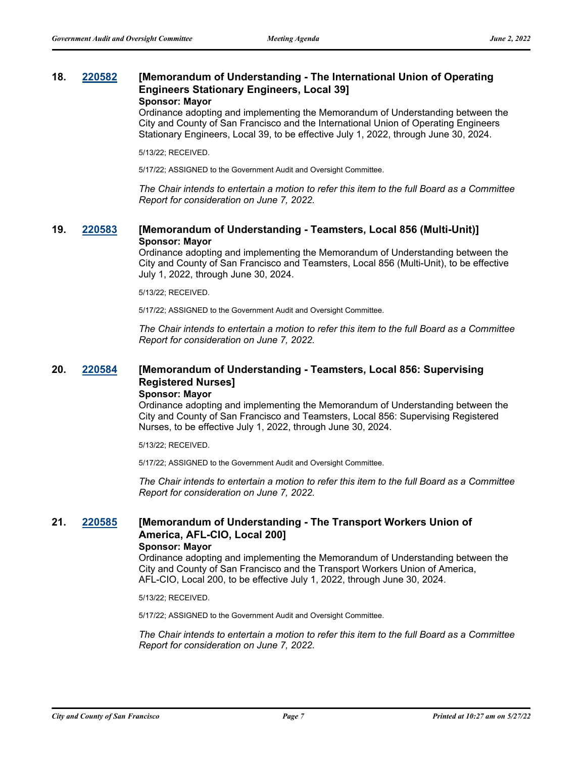### 18. 220582 [Memorandum of Understanding - The International Union of Operating Engineers Stationary Engineers, Local 39]

**Sponsor: Mayor**

Ordinance adopting and implementing the Memorandum of Understanding between the City and County of San Francisco and the International Union of Operating Engineers Stationary Engineers, Local 39, to be effective July 1, 2022, through June 30, 2024.

5/13/22; RECEIVED.

5/17/22; ASSIGNED to the Government Audit and Oversight Committee.

*The Chair intends to entertain a motion to refer this item to the full Board as a Committee Report for consideration on June 7, 2022.*

### 19. 220583 [Memorandum of Understanding - Teamsters, Local 856 (Multi-Unit)]

**Sponsor: Mayor**

Ordinance adopting and implementing the Memorandum of Understanding between the City and County of San Francisco and Teamsters, Local 856 (Multi-Unit), to be effective July 1, 2022, through June 30, 2024.

5/13/22; RECEIVED.

5/17/22; ASSIGNED to the Government Audit and Oversight Committee.

*The Chair intends to entertain a motion to refer this item to the full Board as a Committee Report for consideration on June 7, 2022.*

### 20. 220584 [Memorandum of Understanding - Teamsters, Local 856: Supervising Registered Nurses]

**Sponsor: Mayor**

Ordinance adopting and implementing the Memorandum of Understanding between the City and County of San Francisco and Teamsters, Local 856: Supervising Registered Nurses, to be effective July 1, 2022, through June 30, 2024.

5/13/22; RECEIVED.

5/17/22; ASSIGNED to the Government Audit and Oversight Committee.

*The Chair intends to entertain a motion to refer this item to the full Board as a Committee Report for consideration on June 7, 2022.*

### 21. 220585 [Memorandum of Understanding - The Transport Workers Union of America, AFL-CIO, Local 200]

**Sponsor: Mayor**

Ordinance adopting and implementing the Memorandum of Understanding between the City and County of San Francisco and the Transport Workers Union of America, AFL-CIO, Local 200, to be effective July 1, 2022, through June 30, 2024.

5/13/22; RECEIVED.

5/17/22; ASSIGNED to the Government Audit and Oversight Committee.

*The Chair intends to entertain a motion to refer this item to the full Board as a Committee Report for consideration on June 7, 2022.*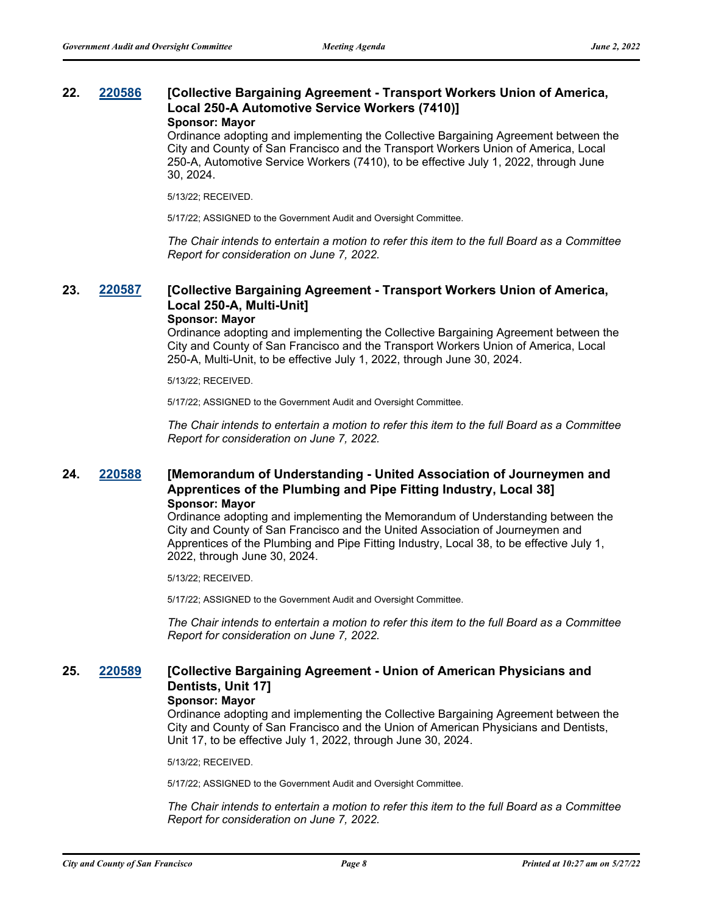**22. [220586](220586) [Collective Bargaining Agreement - Transport Workers Union of America, Local 250-A Automotive Service Workers (7410)]**

**Sponsor: Mayor**

Ordinance adopting and implementing the Collective Bargaining Agreement between the City and County of San Francisco and the Transport Workers Union of America, Local 250-A, Automotive Service Workers (7410), to be effective July 1, 2022, through June 30, 2024.

5/13/22; RECEIVED.

5/17/22; ASSIGNED to the Government Audit and Oversight Committee.

*The Chair intends to entertain a motion to refer this item to the full Board as a Committee Report for consideration on June 7, 2022.*

**23. [220587](220587) [Collective Bargaining Agreement - Transport Workers Union of America, Local 250-A, Multi-Unit]**

**Sponsor: Mayor**

Ordinance adopting and implementing the Collective Bargaining Agreement between the City and County of San Francisco and the Transport Workers Union of America, Local 250-A, Multi-Unit, to be effective July 1, 2022, through June 30, 2024.

5/13/22; RECEIVED.

5/17/22; ASSIGNED to the Government Audit and Oversight Committee.

*The Chair intends to entertain a motion to refer this item to the full Board as a Committee Report for consideration on June 7, 2022.*

**24. [220588](220588) [Memorandum of Understanding - United Association of Journeymen and Apprentices of the Plumbing and Pipe Fitting Industry, Local 38]**

**Sponsor: Mayor**

Ordinance adopting and implementing the Memorandum of Understanding between the City and County of San Francisco and the United Association of Journeymen and Apprentices of the Plumbing and Pipe Fitting Industry, Local 38, to be effective July 1, 2022, through June 30, 2024.

5/13/22; RECEIVED.

5/17/22; ASSIGNED to the Government Audit and Oversight Committee.

*The Chair intends to entertain a motion to refer this item to the full Board as a Committee Report for consideration on June 7, 2022.*

**25. [220589](220589) [Collective Bargaining Agreement - Union of American Physicians and Dentists, Unit 17]**

**Sponsor: Mayor**

Ordinance adopting and implementing the Collective Bargaining Agreement between the City and County of San Francisco and the Union of American Physicians and Dentists, Unit 17, to be effective July 1, 2022, through June 30, 2024.

5/13/22; RECEIVED.

5/17/22; ASSIGNED to the Government Audit and Oversight Committee.

*The Chair intends to entertain a motion to refer this item to the full Board as a Committee Report for consideration on June 7, 2022.*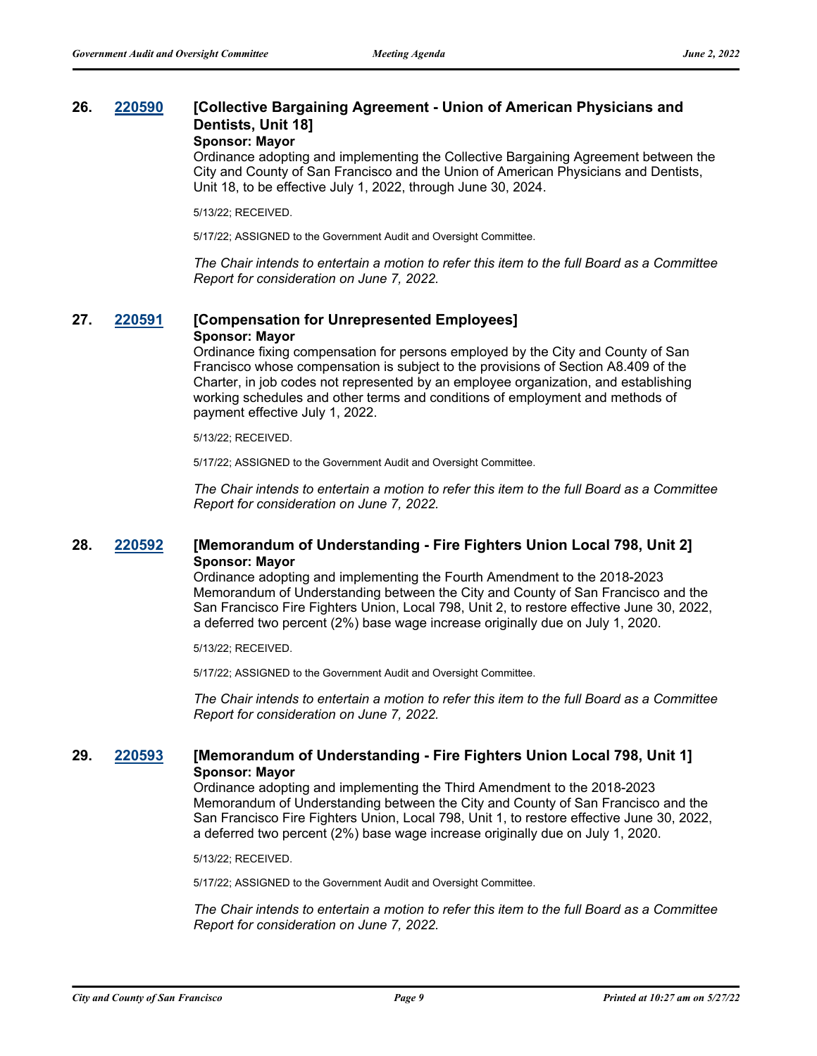### 26. 220590 [Collective Bargaining Agreement - Union of American Physicians and Dentists, Unit 18]

**Sponsor: Mayor**

Ordinance adopting and implementing the Collective Bargaining Agreement between the City and County of San Francisco and the Union of American Physicians and Dentists, Unit 18, to be effective July 1, 2022, through June 30, 2024.

5/13/22; RECEIVED.

5/17/22; ASSIGNED to the Government Audit and Oversight Committee.

*The Chair intends to entertain a motion to refer this item to the full Board as a Committee Report for consideration on June 7, 2022.*

### 27. 220591 [Compensation for Unrepresented Employees]

**Sponsor: Mayor**

Ordinance fixing compensation for persons employed by the City and County of San Francisco whose compensation is subject to the provisions of Section A8.409 of the Charter, in job codes not represented by an employee organization, and establishing working schedules and other terms and conditions of employment and methods of payment effective July 1, 2022.

5/13/22; RECEIVED.

5/17/22; ASSIGNED to the Government Audit and Oversight Committee.

*The Chair intends to entertain a motion to refer this item to the full Board as a Committee Report for consideration on June 7, 2022.*

### 28. 220592 [Memorandum of Understanding - Fire Fighters Union Local 798, Unit 2]

**Sponsor: Mayor**

Ordinance adopting and implementing the Fourth Amendment to the 2018-2023 Memorandum of Understanding between the City and County of San Francisco and the San Francisco Fire Fighters Union, Local 798, Unit 2, to restore effective June 30, 2022, a deferred two percent (2%) base wage increase originally due on July 1, 2020.

5/13/22; RECEIVED.

5/17/22; ASSIGNED to the Government Audit and Oversight Committee.

*The Chair intends to entertain a motion to refer this item to the full Board as a Committee Report for consideration on June 7, 2022.*

### 29. 220593 [Memorandum of Understanding - Fire Fighters Union Local 798, Unit 1]

**Sponsor: Mayor**

Ordinance adopting and implementing the Third Amendment to the 2018-2023 Memorandum of Understanding between the City and County of San Francisco and the San Francisco Fire Fighters Union, Local 798, Unit 1, to restore effective June 30, 2022, a deferred two percent (2%) base wage increase originally due on July 1, 2020.

5/13/22; RECEIVED.

5/17/22; ASSIGNED to the Government Audit and Oversight Committee.

*The Chair intends to entertain a motion to refer this item to the full Board as a Committee Report for consideration on June 7, 2022.*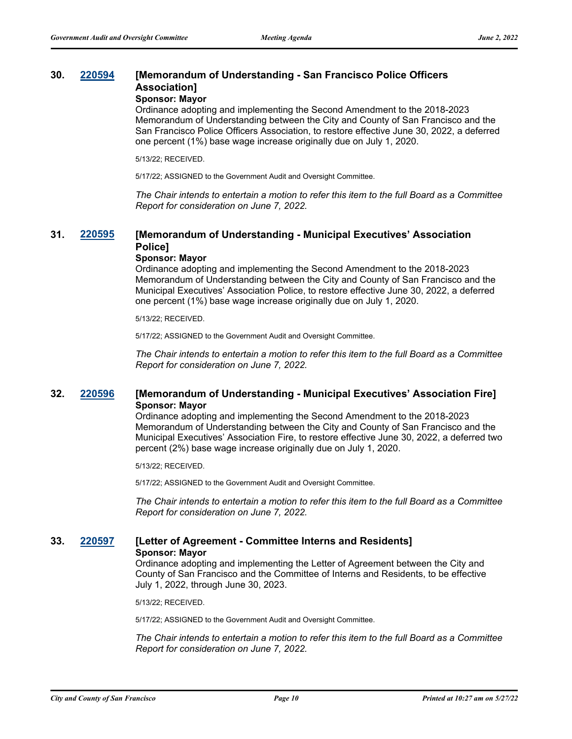**30. 220594 [Memorandum of Understanding - San Francisco Police Officers Association]**

**Sponsor: Mayor**

Ordinance adopting and implementing the Second Amendment to the 2018-2023 Memorandum of Understanding between the City and County of San Francisco and the San Francisco Police Officers Association, to restore effective June 30, 2022, a deferred one percent (1%) base wage increase originally due on July 1, 2020.

5/13/22; RECEIVED.

5/17/22; ASSIGNED to the Government Audit and Oversight Committee.

*The Chair intends to entertain a motion to refer this item to the full Board as a Committee Report for consideration on June 7, 2022.*

**31. 220595 [Memorandum of Understanding - Municipal Executives' Association Police]**

**Sponsor: Mayor**

Ordinance adopting and implementing the Second Amendment to the 2018-2023 Memorandum of Understanding between the City and County of San Francisco and the Municipal Executives' Association Police, to restore effective June 30, 2022, a deferred one percent (1%) base wage increase originally due on July 1, 2020.

5/13/22; RECEIVED.

5/17/22; ASSIGNED to the Government Audit and Oversight Committee.

*The Chair intends to entertain a motion to refer this item to the full Board as a Committee Report for consideration on June 7, 2022.*

**32. 220596 [Memorandum of Understanding - Municipal Executives' Association Fire]**

**Sponsor: Mayor**

Ordinance adopting and implementing the Second Amendment to the 2018-2023 Memorandum of Understanding between the City and County of San Francisco and the Municipal Executives' Association Fire, to restore effective June 30, 2022, a deferred two percent (2%) base wage increase originally due on July 1, 2020.

5/13/22; RECEIVED.

5/17/22; ASSIGNED to the Government Audit and Oversight Committee.

*The Chair intends to entertain a motion to refer this item to the full Board as a Committee Report for consideration on June 7, 2022.*

**33. 220597 [Letter of Agreement - Committee Interns and Residents]**

**Sponsor: Mayor**

Ordinance adopting and implementing the Letter of Agreement between the City and County of San Francisco and the Committee of Interns and Residents, to be effective July 1, 2022, through June 30, 2023.

5/13/22; RECEIVED.

5/17/22; ASSIGNED to the Government Audit and Oversight Committee.

*The Chair intends to entertain a motion to refer this item to the full Board as a Committee Report for consideration on June 7, 2022.*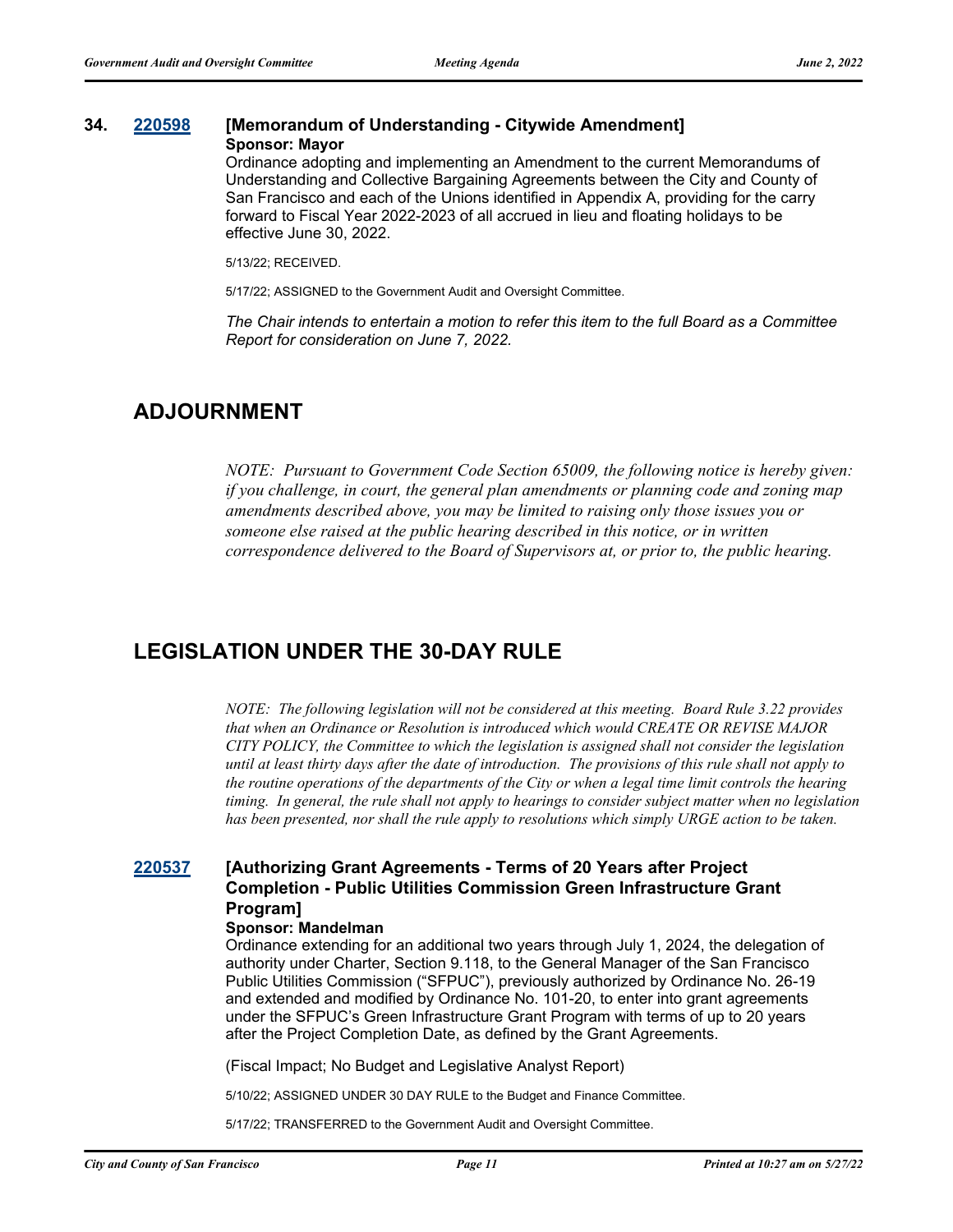**34. 220598 [Memorandum of Understanding - Citywide Amendment]**

**Sponsor: Mayor**

Ordinance adopting and implementing an Amendment to the current Memorandums of Understanding and Collective Bargaining Agreements between the City and County of San Francisco and each of the Unions identified in Appendix A, providing for the carry forward to Fiscal Year 2022-2023 of all accrued in lieu and floating holidays to be effective June 30, 2022.

5/13/22; RECEIVED.

5/17/22; ASSIGNED to the Government Audit and Oversight Committee.

*The Chair intends to entertain a motion to refer this item to the full Board as a Committee Report for consideration on June 7, 2022.*

## ADJOURNMENT

*NOTE: Pursuant to Government Code Section 65009, the following notice is hereby given: if you challenge, in court, the general plan amendments or planning code and zoning map amendments described above, you may be limited to raising only those issues you or someone else raised at the public hearing described in this notice, or in written correspondence delivered to the Board of Supervisors at, or prior to, the public hearing.*

## LEGISLATION UNDER THE 30-DAY RULE

*NOTE: The following legislation will not be considered at this meeting. Board Rule 3.22 provides that when an Ordinance or Resolution is introduced which would CREATE OR REVISE MAJOR CITY POLICY, the Committee to which the legislation is assigned shall not consider the legislation until at least thirty days after the date of introduction. The provisions of this rule shall not apply to the routine operations of the departments of the City or when a legal time limit controls the hearing timing. In general, the rule shall not apply to hearings to consider subject matter when no legislation has been presented, nor shall the rule apply to resolutions which simply URGE action to be taken.*

**220537 [Authorizing Grant Agreements - Terms of 20 Years after Project Completion - Public Utilities Commission Green Infrastructure Grant Program]**

**Sponsor: Mandelman**

Ordinance extending for an additional two years through July 1, 2024, the delegation of authority under Charter, Section 9.118, to the General Manager of the San Francisco Public Utilities Commission ("SFPUC"), previously authorized by Ordinance No. 26-19 and extended and modified by Ordinance No. 101-20, to enter into grant agreements under the SFPUC's Green Infrastructure Grant Program with terms of up to 20 years after the Project Completion Date, as defined by the Grant Agreements.

(Fiscal Impact; No Budget and Legislative Analyst Report)

5/10/22; ASSIGNED UNDER 30 DAY RULE to the Budget and Finance Committee.

5/17/22; TRANSFERRED to the Government Audit and Oversight Committee.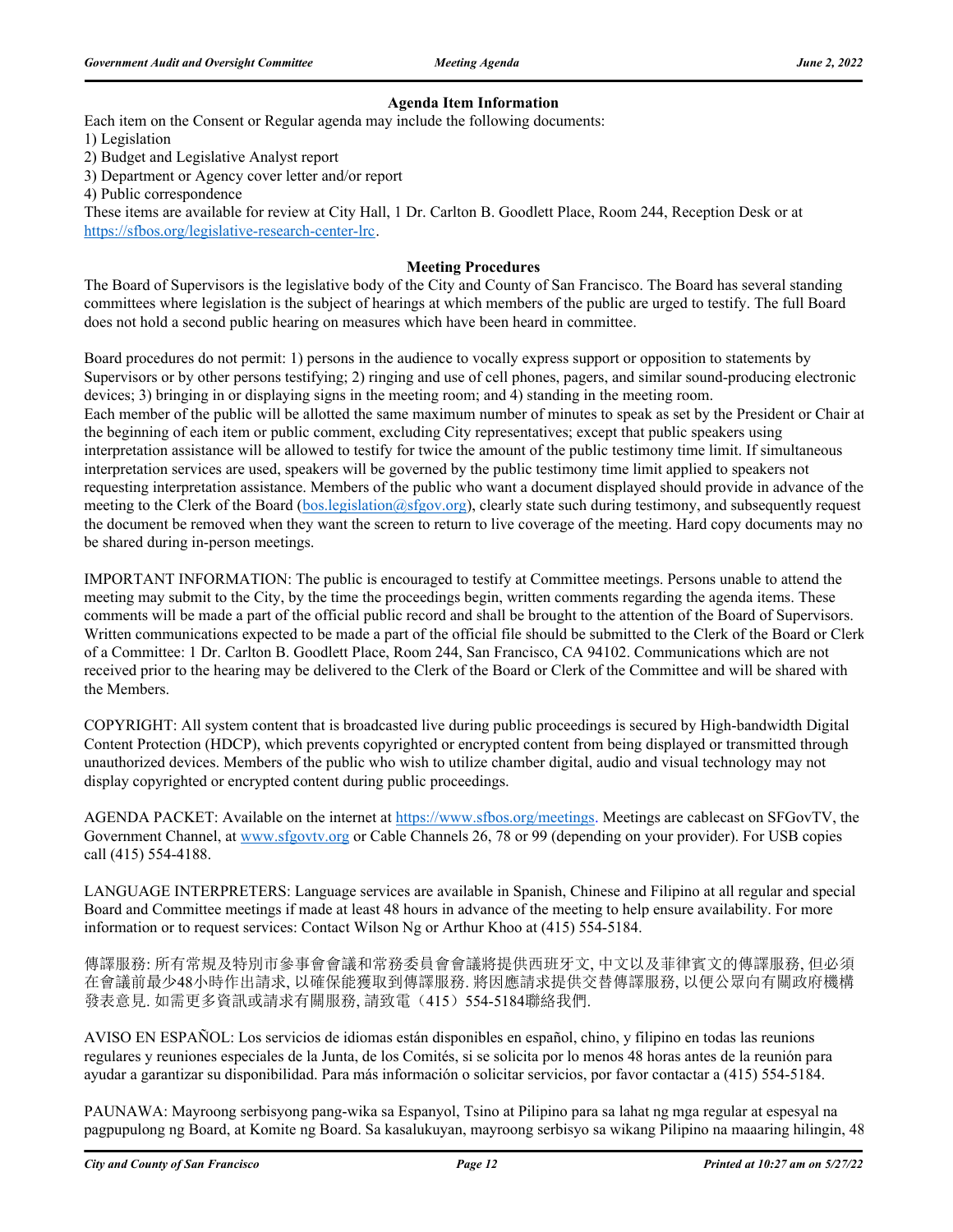## Agenda Item Information

Each item on the Consent or Regular agenda may include the following documents:

1) Legislation
2) Budget and Legislative Analyst report
3) Department or Agency cover letter and/or report
4) Public correspondence

These items are available for review at City Hall, 1 Dr. Carlton B. Goodlett Place, Room 244, Reception Desk or at https://sfbos.org/legislative-research-center-lrc.

## Meeting Procedures

The Board of Supervisors is the legislative body of the City and County of San Francisco. The Board has several standing committees where legislation is the subject of hearings at which members of the public are urged to testify. The full Board does not hold a second public hearing on measures which have been heard in committee.

Board procedures do not permit: 1) persons in the audience to vocally express support or opposition to statements by Supervisors or by other persons testifying; 2) ringing and use of cell phones, pagers, and similar sound-producing electronic devices; 3) bringing in or displaying signs in the meeting room; and 4) standing in the meeting room.
Each member of the public will be allotted the same maximum number of minutes to speak as set by the President or Chair at the beginning of each item or public comment, excluding City representatives; except that public speakers using interpretation assistance will be allowed to testify for twice the amount of the public testimony time limit. If simultaneous interpretation services are used, speakers will be governed by the public testimony time limit applied to speakers not requesting interpretation assistance. Members of the public who want a document displayed should provide in advance of the meeting to the Clerk of the Board (bos.legislation@sfgov.org), clearly state such during testimony, and subsequently request the document be removed when they want the screen to return to live coverage of the meeting. Hard copy documents may not be shared during in-person meetings.

IMPORTANT INFORMATION: The public is encouraged to testify at Committee meetings. Persons unable to attend the meeting may submit to the City, by the time the proceedings begin, written comments regarding the agenda items. These comments will be made a part of the official public record and shall be brought to the attention of the Board of Supervisors. Written communications expected to be made a part of the official file should be submitted to the Clerk of the Board or Clerk of a Committee: 1 Dr. Carlton B. Goodlett Place, Room 244, San Francisco, CA 94102. Communications which are not received prior to the hearing may be delivered to the Clerk of the Board or Clerk of the Committee and will be shared with the Members.

COPYRIGHT: All system content that is broadcasted live during public proceedings is secured by High-bandwidth Digital Content Protection (HDCP), which prevents copyrighted or encrypted content from being displayed or transmitted through unauthorized devices. Members of the public who wish to utilize chamber digital, audio and visual technology may not display copyrighted or encrypted content during public proceedings.

AGENDA PACKET: Available on the internet at https://www.sfbos.org/meetings. Meetings are cablecast on SFGovTV, the Government Channel, at www.sfgovtv.org or Cable Channels 26, 78 or 99 (depending on your provider). For USB copies call (415) 554-4188.

LANGUAGE INTERPRETERS: Language services are available in Spanish, Chinese and Filipino at all regular and special Board and Committee meetings if made at least 48 hours in advance of the meeting to help ensure availability. For more information or to request services: Contact Wilson Ng or Arthur Khoo at (415) 554-5184.

傳譯服務: 所有常規及特別市參事會會議和常務委員會會議將提供西班牙文, 中文以及菲律賓文的傳譯服務, 但必須在會議前最少48小時作出請求, 以確保能獲取到傳譯服務. 將因應請求提供交替傳譯服務, 以便公眾向有關政府機構發表意見. 如需更多資訊或請求有關服務, 請致電（415）554-5184聯絡我們.

AVISO EN ESPAÑOL: Los servicios de idiomas están disponibles en español, chino, y filipino en todas las reunions regulares y reuniones especiales de la Junta, de los Comités, si se solicita por lo menos 48 horas antes de la reunión para ayudar a garantizar su disponibilidad. Para más información o solicitar servicios, por favor contactar a (415) 554-5184.

PAUNAWA: Mayroong serbisyong pang-wika sa Espanyol, Tsino at Pilipino para sa lahat ng mga regular at espesyal na pagpupulong ng Board, at Komite ng Board. Sa kasalukuyan, mayroong serbisyo sa wikang Pilipino na maaaring hilingin, 48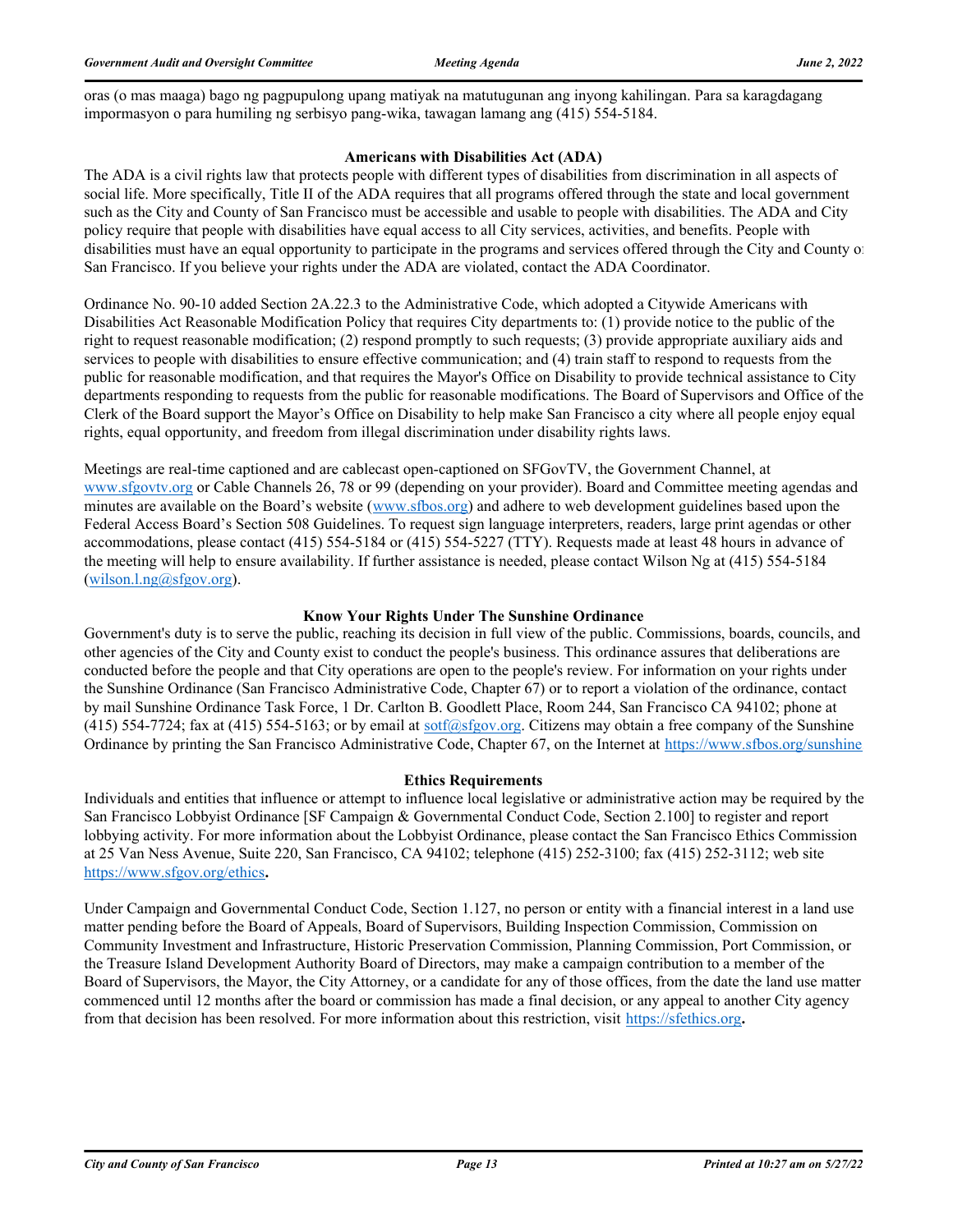oras (o mas maaga) bago ng pagpupulong upang matiyak na matutugunan ang inyong kahilingan. Para sa karagdagang impormasyon o para humiling ng serbisyo pang-wika, tawagan lamang ang (415) 554-5184.

**Americans with Disabilities Act (ADA)**

The ADA is a civil rights law that protects people with different types of disabilities from discrimination in all aspects of social life. More specifically, Title II of the ADA requires that all programs offered through the state and local government such as the City and County of San Francisco must be accessible and usable to people with disabilities. The ADA and City policy require that people with disabilities have equal access to all City services, activities, and benefits. People with disabilities must have an equal opportunity to participate in the programs and services offered through the City and County of San Francisco. If you believe your rights under the ADA are violated, contact the ADA Coordinator.

Ordinance No. 90-10 added Section 2A.22.3 to the Administrative Code, which adopted a Citywide Americans with Disabilities Act Reasonable Modification Policy that requires City departments to: (1) provide notice to the public of the right to request reasonable modification; (2) respond promptly to such requests; (3) provide appropriate auxiliary aids and services to people with disabilities to ensure effective communication; and (4) train staff to respond to requests from the public for reasonable modification, and that requires the Mayor's Office on Disability to provide technical assistance to City departments responding to requests from the public for reasonable modifications. The Board of Supervisors and Office of the Clerk of the Board support the Mayor's Office on Disability to help make San Francisco a city where all people enjoy equal rights, equal opportunity, and freedom from illegal discrimination under disability rights laws.

Meetings are real-time captioned and are cablecast open-captioned on SFGovTV, the Government Channel, at www.sfgovtv.org or Cable Channels 26, 78 or 99 (depending on your provider). Board and Committee meeting agendas and minutes are available on the Board's website (www.sfbos.org) and adhere to web development guidelines based upon the Federal Access Board's Section 508 Guidelines. To request sign language interpreters, readers, large print agendas or other accommodations, please contact (415) 554-5184 or (415) 554-5227 (TTY). Requests made at least 48 hours in advance of the meeting will help to ensure availability. If further assistance is needed, please contact Wilson Ng at (415) 554-5184 (wilson.l.ng@sfgov.org).

**Know Your Rights Under The Sunshine Ordinance**

Government's duty is to serve the public, reaching its decision in full view of the public. Commissions, boards, councils, and other agencies of the City and County exist to conduct the people's business. This ordinance assures that deliberations are conducted before the people and that City operations are open to the people's review. For information on your rights under the Sunshine Ordinance (San Francisco Administrative Code, Chapter 67) or to report a violation of the ordinance, contact by mail Sunshine Ordinance Task Force, 1 Dr. Carlton B. Goodlett Place, Room 244, San Francisco CA 94102; phone at (415) 554-7724; fax at (415) 554-5163; or by email at sotf@sfgov.org. Citizens may obtain a free company of the Sunshine Ordinance by printing the San Francisco Administrative Code, Chapter 67, on the Internet at https://www.sfbos.org/sunshine

**Ethics Requirements**

Individuals and entities that influence or attempt to influence local legislative or administrative action may be required by the San Francisco Lobbyist Ordinance [SF Campaign & Governmental Conduct Code, Section 2.100] to register and report lobbying activity. For more information about the Lobbyist Ordinance, please contact the San Francisco Ethics Commission at 25 Van Ness Avenue, Suite 220, San Francisco, CA 94102; telephone (415) 252-3100; fax (415) 252-3112; web site https://www.sfgov.org/ethics**.**

Under Campaign and Governmental Conduct Code, Section 1.127, no person or entity with a financial interest in a land use matter pending before the Board of Appeals, Board of Supervisors, Building Inspection Commission, Commission on Community Investment and Infrastructure, Historic Preservation Commission, Planning Commission, Port Commission, or the Treasure Island Development Authority Board of Directors, may make a campaign contribution to a member of the Board of Supervisors, the Mayor, the City Attorney, or a candidate for any of those offices, from the date the land use matter commenced until 12 months after the board or commission has made a final decision, or any appeal to another City agency from that decision has been resolved. For more information about this restriction, visit https://sfethics.org**.**